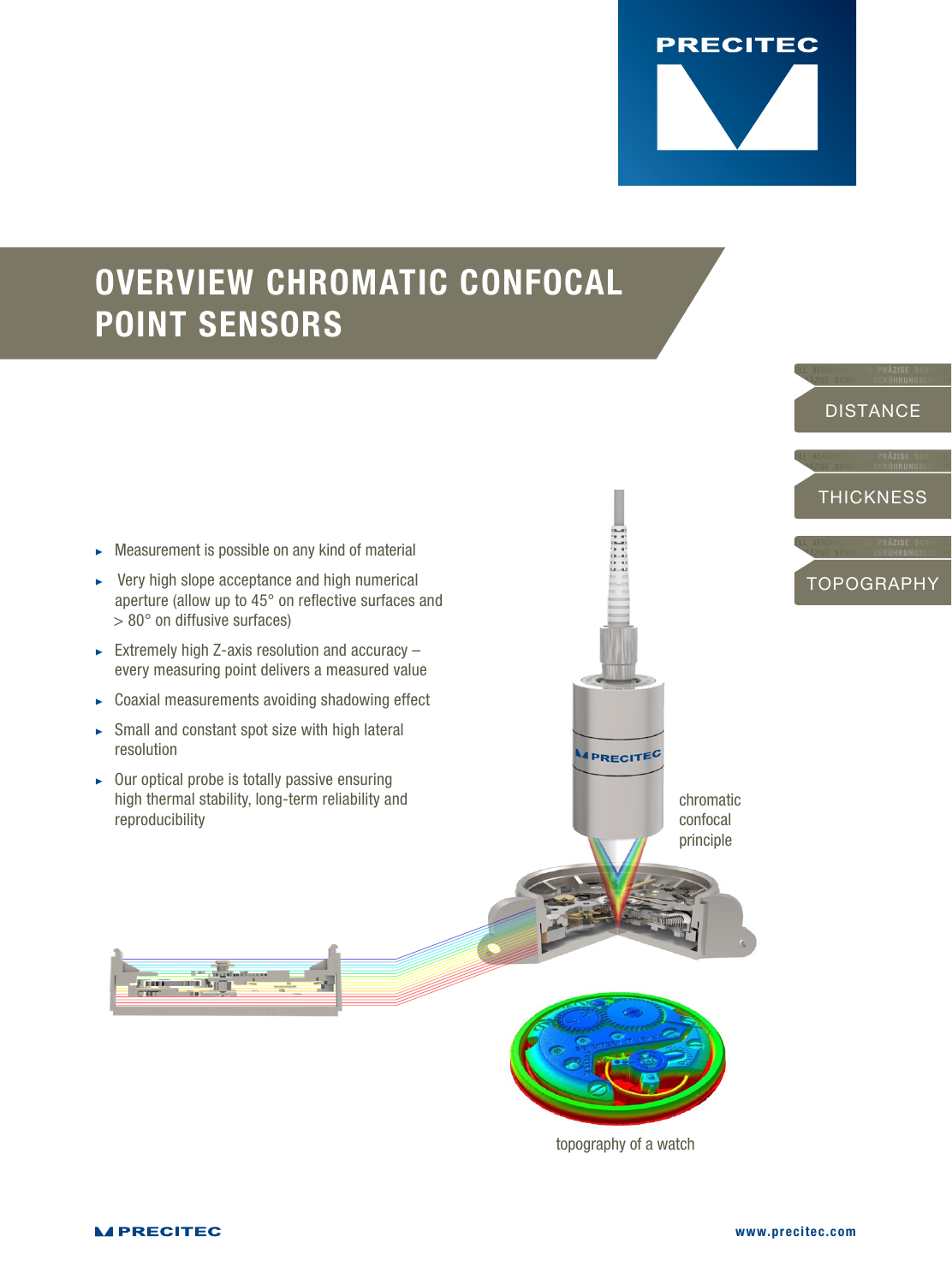# OVERVIEW CHROMATIC CONFOCAL POINT SENSORS

DISTANCE

THICKNESS

TOPOGRAPHY

- Measurement is possible on any kind of material
- Very high slope acceptance and high numerical aperture (allow up to 45° on reflective surfaces and > 80° on diffusive surfaces)
- Extremely high Z-axis resolution and accuracy – every measuring point delivers a measured value
- Coaxial measurements avoiding shadowing effect
- Small and constant spot size with high lateral resolution
- Our optical probe is totally passive ensuring high thermal stability, long-term reliability and reproducibility

chromatic confocal principle

topography of a watch

www.precitec.com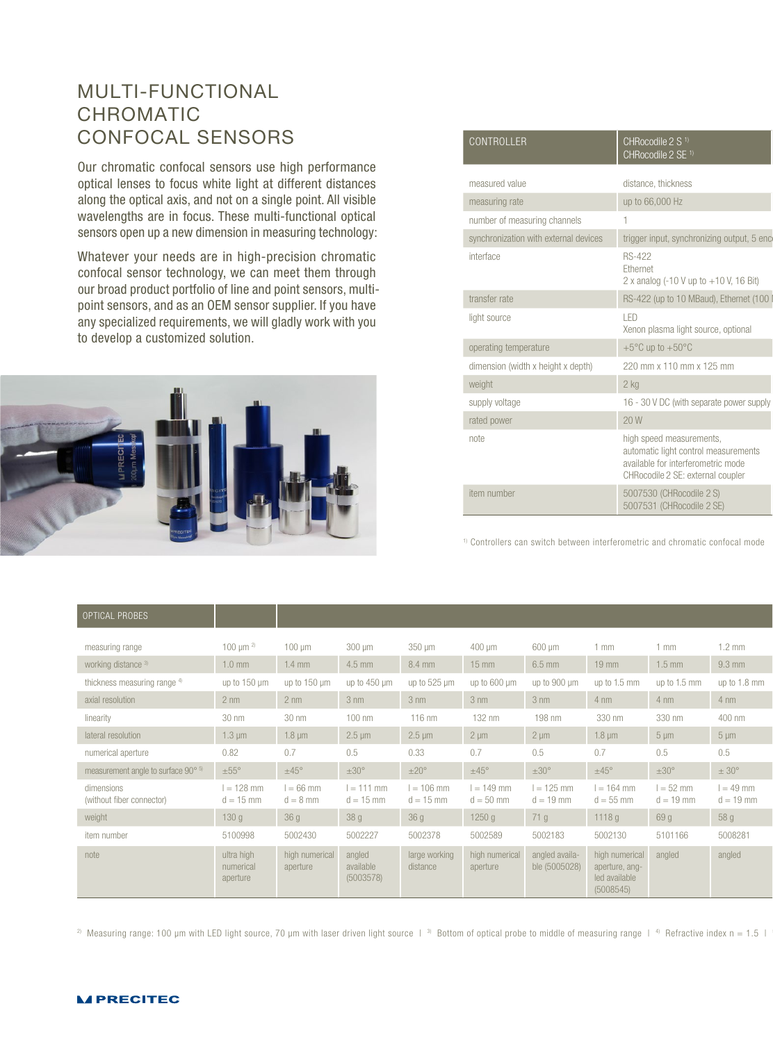# MULTI-FUNCTIONAL CHROMATIC CONFOCAL SENSORS

Our chromatic confocal sensors use high performance optical lenses to focus white light at different distances along the optical axis, and not on a single point. All visible wavelengths are in focus. These multi-functional optical sensors open up a new dimension in measuring technology:

Whatever your needs are in high-precision chromatic confocal sensor technology, we can meet them through our broad product portfolio of line and point sensors, multi-point sensors, and as an OEM sensor supplier. If you have any specialized requirements, we will gladly work with you to develop a customized solution.

| CONTROLLER | CHRocodile 2 S [1]<br>CHRocodile 2 SE [1] |
|---|---|
| measured value | distance, thickness |
| measuring rate | up to 66,000 Hz |
| number of measuring channels | 1 |
| synchronization with external devices | trigger input, synchronizing output, 5 enc |
| interface | RS-422<br>Ethernet<br>2 x analog (-10 V up to +10 V, 16 Bit) |
| transfer rate | RS-422 (up to 10 MBaud), Ethernet (100 |
| light source | LED<br>Xenon plasma light source, optional |
| operating temperature | +5°C up to +50°C |
| dimension (width x height x depth) | 220 mm x 110 mm x 125 mm |
| weight | 2 kg |
| supply voltage | 16 - 30 V DC (with separate power supply |
| rated power | 20 W |
| note | high speed measurements,<br>automatic light control measurements<br>available for interferometric mode<br>CHRocodile 2 SE: external coupler |
| item number | 5007530 (CHRocodile 2 S)<br>5007531 (CHRocodile 2 SE) |

[1] Controllers can switch between interferometric and chromatic confocal mode

| OPTICAL PROBES | | | | | | | | | |
|---|---|---|---|---|---|---|---|---|---|
| measuring range | 100 µm [2] | 100 µm | 300 µm | 350 µm | 400 µm | 600 µm | 1 mm | 1 mm | 1.2 mm |
| working distance [3] | 1.0 mm | 1.4 mm | 4.5 mm | 8.4 mm | 15 mm | 6.5 mm | 19 mm | 1.5 mm | 9.3 mm |
| thickness measuring range [4] | up to 150 µm | up to 150 µm | up to 450 µm | up to 525 µm | up to 600 µm | up to 900 µm | up to 1.5 mm | up to 1.5 mm | up to 1.8 mm |
| axial resolution | 2 nm | 2 nm | 3 nm | 3 nm | 3 nm | 3 nm | 4 nm | 4 nm | 4 nm |
| linearity | 30 nm | 30 nm | 100 nm | 116 nm | 132 nm | 198 nm | 330 nm | 330 nm | 400 nm |
| lateral resolution | 1.3 µm | 1.8 µm | 2.5 µm | 2.5 µm | 2 µm | 2 µm | 1.8 µm | 5 µm | 5 µm |
| numerical aperture | 0.82 | 0.7 | 0.5 | 0.33 | 0.7 | 0.5 | 0.7 | 0.5 | 0.5 |
| measurement angle to surface 90° [5] | ±55° | ±45° | ±30° | ±20° | ±45° | ±30° | ±45° | ±30° | ± 30° |
| dimensions<br>(without fiber connector) | l = 128 mm<br>d = 15 mm | l = 66 mm<br>d = 8 mm | l = 111 mm<br>d = 15 mm | l = 106 mm<br>d = 15 mm | l = 149 mm<br>d = 50 mm | l = 125 mm<br>d = 19 mm | l = 164 mm<br>d = 55 mm | l = 52 mm<br>d = 19 mm | l = 49 mm<br>d = 19 mm |
| weight | 130 g | 36 g | 38 g | 36 g | 1250 g | 71 g | 1118 g | 69 g | 58 g |
| item number | 5100998 | 5002430 | 5002227 | 5002378 | 5002589 | 5002183 | 5002130 | 5101166 | 5008281 |
| note | ultra high numerical aperture | high numerical aperture | angled available (5003578) | large working distance | high numerical aperture | angled available (5005028) | high numerical aperture, angled available (5008545) | angled | angled |

[2] Measuring range: 100 µm with LED light source, 70 µm with laser driven light source | [3] Bottom of optical probe to middle of measuring range | [4] Refractive index n = 1.5 |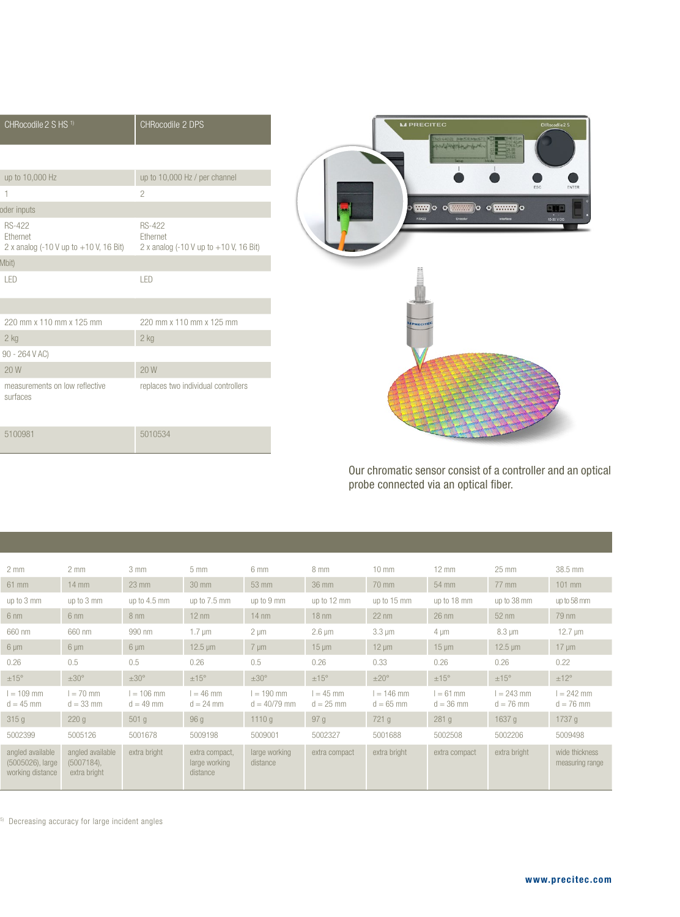| CHRocodile 2 S HS [1] | CHRocodile 2 DPS |
|---|---|
| | |
| up to 10,000 Hz | up to 10,000 Hz / per channel |
| 1 | 2 |
| oder inputs | |
| RS-422<br>Ethernet<br>2 x analog (-10 V up to +10 V, 16 Bit) | RS-422<br>Ethernet<br>2 x analog (-10 V up to +10 V, 16 Bit) |
| Mbit) | |
| LED | LED |
| | |
| 220 mm x 110 mm x 125 mm | 220 mm x 110 mm x 125 mm |
| 2 kg | 2 kg |
| 90 - 264 V AC) | |
| 20 W | 20 W |
| measurements on low reflective surfaces | replaces two individual controllers |
| 5100981 | 5010534 |

Our chromatic sensor consist of a controller and an optical probe connected via an optical fiber.

| | | | | | | | | | |
|---|---|---|---|---|---|---|---|---|---|
| 2 mm | 2 mm | 3 mm | 5 mm | 6 mm | 8 mm | 10 mm | 12 mm | 25 mm | 38.5 mm |
| 61 mm | 14 mm | 23 mm | 30 mm | 53 mm | 36 mm | 70 mm | 54 mm | 77 mm | 101 mm |
| up to 3 mm | up to 3 mm | up to 4.5 mm | up to 7.5 mm | up to 9 mm | up to 12 mm | up to 15 mm | up to 18 mm | up to 38 mm | up to 58 mm |
| 6 nm | 6 nm | 8 nm | 12 nm | 14 nm | 18 nm | 22 nm | 26 nm | 52 nm | 79 nm |
| 660 nm | 660 nm | 990 nm | 1.7 µm | 2 µm | 2.6 µm | 3.3 µm | 4 µm | 8.3 µm | 12.7 µm |
| 6 µm | 6 µm | 6 µm | 12.5 µm | 7 µm | 15 µm | 12 µm | 15 µm | 12.5 µm | 17 µm |
| 0.26 | 0.5 | 0.5 | 0.26 | 0.5 | 0.26 | 0.33 | 0.26 | 0.26 | 0.22 |
| ±15° | ±30° | ±30° | ±15° | ±30° | ±15° | ±20° | ±15° | ±15° | ±12° |
| l = 109 mm<br>d = 45 mm | l = 70 mm<br>d = 33 mm | l = 106 mm<br>d = 49 mm | l = 46 mm<br>d = 24 mm | l = 190 mm<br>d = 40/79 mm | l = 45 mm<br>d = 25 mm | l = 146 mm<br>d = 65 mm | l = 61 mm<br>d = 36 mm | l = 243 mm<br>d = 76 mm | l = 242 mm<br>d = 76 mm |
| 315 g | 220 g | 501 g | 96 g | 1110 g | 97 g | 721 g | 281 g | 1637 g | 1737 g |
| 5002399 | 5005126 | 5001678 | 5009198 | 5009001 | 5002327 | 5001688 | 5002508 | 5002206 | 5009498 |
| angled available (5005026), large working distance | angled available (5007184), extra bright | extra bright | extra compact, large working distance | large working distance | extra compact | extra bright | extra compact | extra bright | wide thickness measuring range |

[5] Decreasing accuracy for large incident angles

www.precitec.com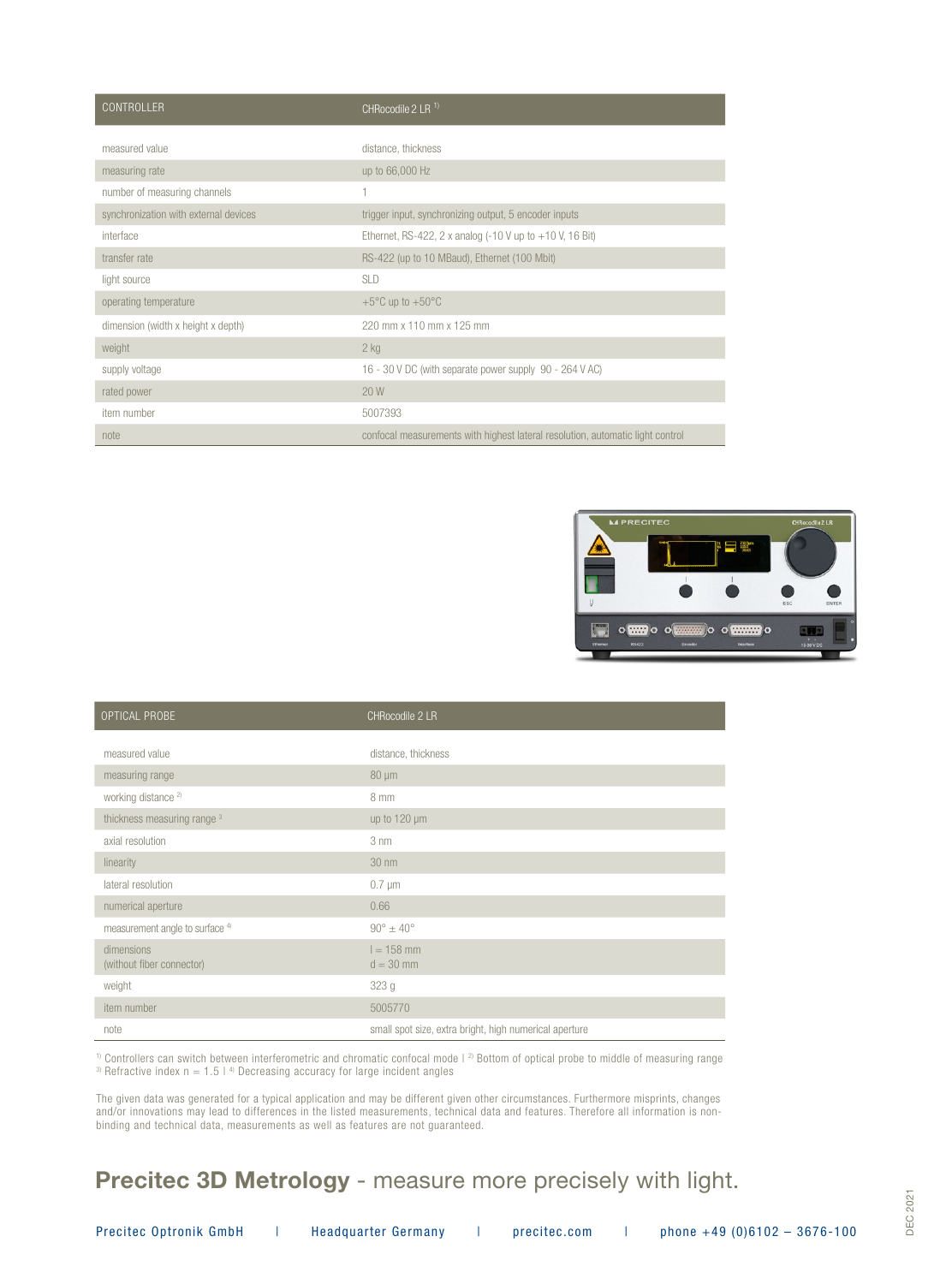| CONTROLLER | CHRocodile 2 LR [1] |
|---|---|
| measured value | distance, thickness |
| measuring rate | up to 66,000 Hz |
| number of measuring channels | 1 |
| synchronization with external devices | trigger input, synchronizing output, 5 encoder inputs |
| interface | Ethernet, RS-422, 2 x analog (-10 V up to +10 V, 16 Bit) |
| transfer rate | RS-422 (up to 10 MBaud), Ethernet (100 Mbit) |
| light source | SLD |
| operating temperature | +5°C up to +50°C |
| dimension (width x height x depth) | 220 mm x 110 mm x 125 mm |
| weight | 2 kg |
| supply voltage | 16 - 30 V DC (with separate power supply 90 - 264 V AC) |
| rated power | 20 W |
| item number | 5007393 |
| note | confocal measurements with highest lateral resolution, automatic light control |

| OPTICAL PROBE | CHRocodile 2 LR |
|---|---|
| measured value | distance, thickness |
| measuring range | 80 µm |
| working distance [2] | 8 mm |
| thickness measuring range [3] | up to 120 µm |
| axial resolution | 3 nm |
| linearity | 30 nm |
| lateral resolution | 0.7 µm |
| numerical aperture | 0.66 |
| measurement angle to surface [4] | 90° ± 40° |
| dimensions (without fiber connector) | l = 158 mm<br>d = 30 mm |
| weight | 323 g |
| item number | 5005770 |
| note | small spot size, extra bright, high numerical aperture |

[1] Controllers can switch between interferometric and chromatic confocal mode | [2] Bottom of optical probe to middle of measuring range
[3] Refractive index n = 1.5 | [4] Decreasing accuracy for large incident angles

The given data was generated for a typical application and may be different given other circumstances. Furthermore misprints, changes and/or innovations may lead to differences in the listed measurements, technical data and features. Therefore all information is non-binding and technical data, measurements as well as features are not guaranteed.

## **Precitec 3D Metrology** - measure more precisely with light.

Precitec Optronik GmbH | Headquarter Germany | precitec.com | phone +49 (0)6102 – 3676-100

DEC 2021